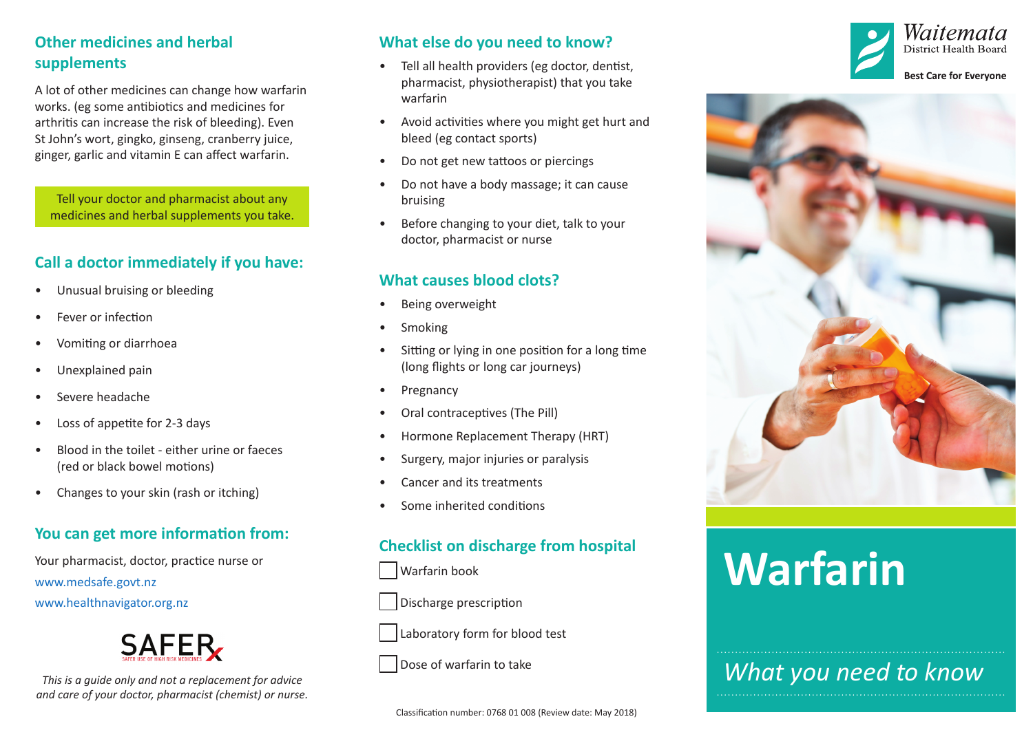## Other medicines and herbal supplements

A lot of other medicines can change how warfarin works. (eg some antibiotics and medicines for arthritis can increase the risk of bleeding). Even St John's wort, gingko, ginseng, cranberry juice, ginger, garlic and vitamin E can affect warfarin.

Tell your doctor and pharmacist about any medicines and herbal supplements you take.

## Call a doctor immediately if you have:

- Unusual bruising or bleeding
- Fever or infection
- Vomiting or diarrhoea
- Unexplained pain
- Severe headache
- Loss of appetite for 2-3 days
- Blood in the toilet - either urine or faeces (red or black bowel motions)
- Changes to your skin (rash or itching)

## You can get more information from:

Your pharmacist, doctor, practice nurse or

www.medsafe.govt.nz

www.healthnavigator.org.nz

SAFER Rx
SAFER USE OF HIGH RISK MEDICINES

*This is a guide only and not a replacement for advice and care of your doctor, pharmacist (chemist) or nurse.*

## What else do you need to know?

- Tell all health providers (eg doctor, dentist, pharmacist, physiotherapist) that you take warfarin
- Avoid activities where you might get hurt and bleed (eg contact sports)
- Do not get new tattoos or piercings
- Do not have a body massage; it can cause bruising
- Before changing to your diet, talk to your doctor, pharmacist or nurse

## What causes blood clots?

- Being overweight
- Smoking
- Sitting or lying in one position for a long time (long flights or long car journeys)
- Pregnancy
- Oral contraceptives (The Pill)
- Hormone Replacement Therapy (HRT)
- Surgery, major injuries or paralysis
- Cancer and its treatments
- Some inherited conditions

## Checklist on discharge from hospital

- [ ] Warfarin book
- [ ] Discharge prescription
- [ ] Laboratory form for blood test
- [ ] Dose of warfarin to take

Classification number: 0768 01 008 (Review date: May 2018)

Waitemata District Health Board

**Best Care for Everyone**

# Warfarin

*What you need to know*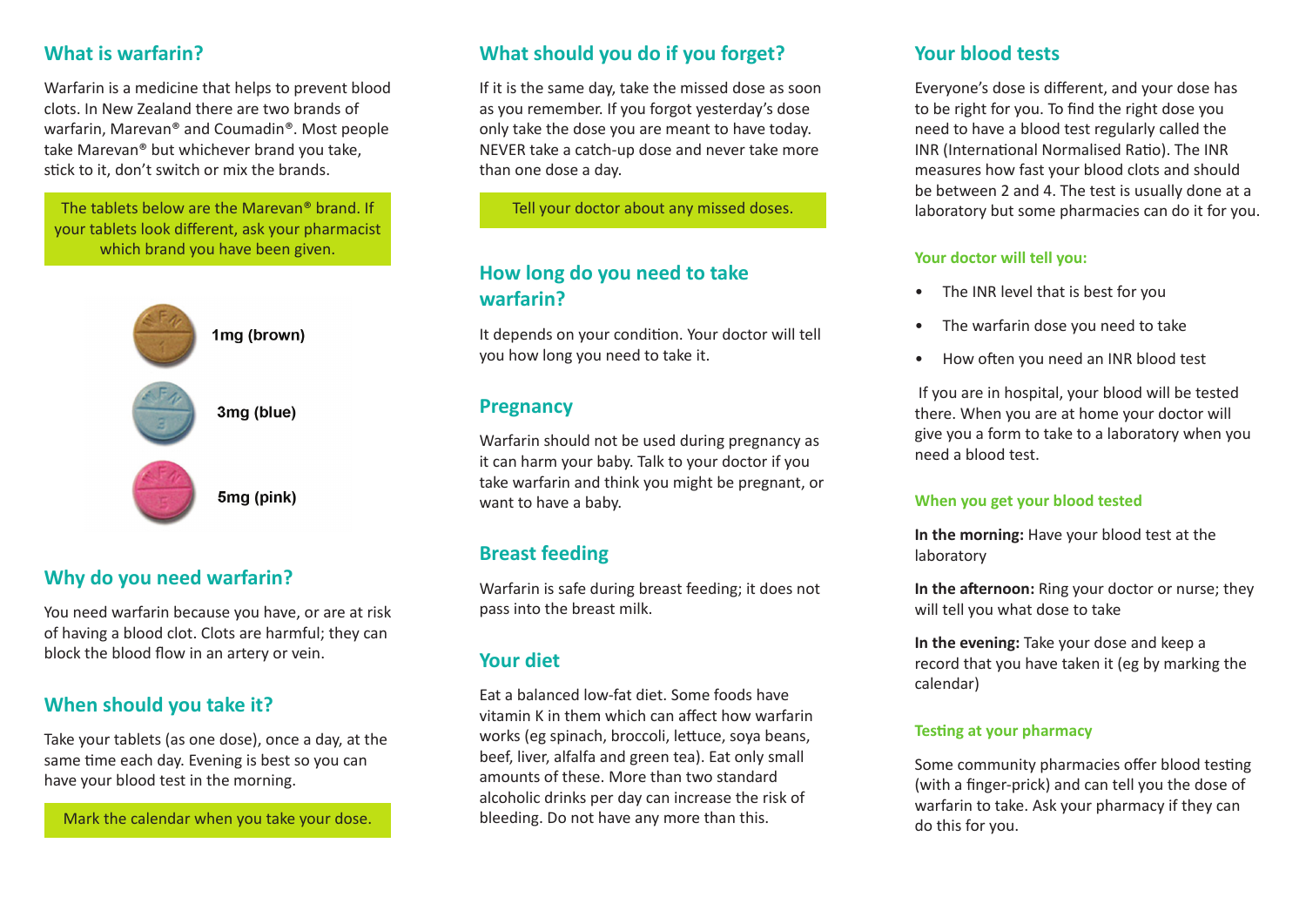## What is warfarin?

Warfarin is a medicine that helps to prevent blood clots. In New Zealand there are two brands of warfarin, Marevan® and Coumadin®. Most people take Marevan® but whichever brand you take, stick to it, don't switch or mix the brands.

The tablets below are the Marevan® brand. If your tablets look different, ask your pharmacist which brand you have been given.

1mg (brown)

3mg (blue)

5mg (pink)

## Why do you need warfarin?

You need warfarin because you have, or are at risk of having a blood clot. Clots are harmful; they can block the blood flow in an artery or vein.

## When should you take it?

Take your tablets (as one dose), once a day, at the same time each day. Evening is best so you can have your blood test in the morning.

Mark the calendar when you take your dose.

## What should you do if you forget?

If it is the same day, take the missed dose as soon as you remember. If you forgot yesterday's dose only take the dose you are meant to have today. NEVER take a catch-up dose and never take more than one dose a day.

Tell your doctor about any missed doses.

## How long do you need to take warfarin?

It depends on your condition. Your doctor will tell you how long you need to take it.

## Pregnancy

Warfarin should not be used during pregnancy as it can harm your baby. Talk to your doctor if you take warfarin and think you might be pregnant, or want to have a baby.

## Breast feeding

Warfarin is safe during breast feeding; it does not pass into the breast milk.

## Your diet

Eat a balanced low-fat diet. Some foods have vitamin K in them which can affect how warfarin works (eg spinach, broccoli, lettuce, soya beans, beef, liver, alfalfa and green tea). Eat only small amounts of these. More than two standard alcoholic drinks per day can increase the risk of bleeding. Do not have any more than this.

## Your blood tests

Everyone's dose is different, and your dose has to be right for you. To find the right dose you need to have a blood test regularly called the INR (International Normalised Ratio). The INR measures how fast your blood clots and should be between 2 and 4. The test is usually done at a laboratory but some pharmacies can do it for you.

### Your doctor will tell you:

- The INR level that is best for you
- The warfarin dose you need to take
- How often you need an INR blood test

If you are in hospital, your blood will be tested there. When you are at home your doctor will give you a form to take to a laboratory when you need a blood test.

### When you get your blood tested

**In the morning:** Have your blood test at the laboratory

**In the afternoon:** Ring your doctor or nurse; they will tell you what dose to take

**In the evening:** Take your dose and keep a record that you have taken it (eg by marking the calendar)

### Testing at your pharmacy

Some community pharmacies offer blood testing (with a finger-prick) and can tell you the dose of warfarin to take. Ask your pharmacy if they can do this for you.